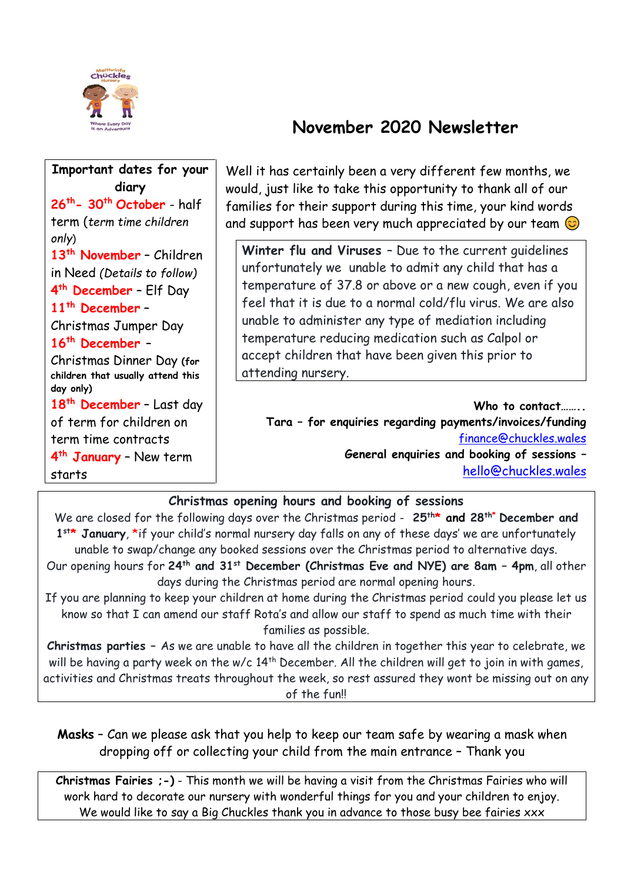# November 2020 Newsletter

**Important dates for your diary**

**26th- 30th October** - half term (*term time children only*)

**13th November** – Children in Need (*Details to follow*)

**4th December** – Elf Day

**11th December** – Christmas Jumper Day

**16th December** – Christmas Dinner Day (**for children that usually attend this day only**)

**18th December** – Last day of term for children on term time contracts

**4th January** – New term starts

Well it has certainly been a very different few months, we would, just like to take this opportunity to thank all of our families for their support during this time, your kind words and support has been very much appreciated by our team 😊

**Winter flu and Viruses** – Due to the current guidelines unfortunately we unable to admit any child that has a temperature of 37.8 or above or a new cough, even if you feel that it is due to a normal cold/flu virus. We are also unable to administer any type of mediation including temperature reducing medication such as Calpol or accept children that have been given this prior to attending nursery.

**Who to contact……..**

**Tara – for enquiries regarding payments/invoices/funding** finance@chuckles.wales

***General enquiries and booking of sessions*** – hello@chuckles.wales

**Christmas opening hours and booking of sessions**

We are closed for the following days over the Christmas period - **25th\* and 28th\* December and 1st\* January**, \*if your child's normal nursery day falls on any of these days' we are unfortunately unable to swap/change any booked sessions over the Christmas period to alternative days.

Our opening hours for **24th and 31st December (Christmas Eve and NYE) are 8am – 4pm**, all other days during the Christmas period are normal opening hours.

If you are planning to keep your children at home during the Christmas period could you please let us know so that I can amend our staff Rota's and allow our staff to spend as much time with their families as possible.

**Christmas parties** – As we are unable to have all the children in together this year to celebrate, we will be having a party week on the w/c 14th December. All the children will get to join in with games, activities and Christmas treats throughout the week, so rest assured they wont be missing out on any of the fun!!

**Masks** – Can we please ask that you help to keep our team safe by wearing a mask when dropping off or collecting your child from the main entrance – Thank you

**Christmas Fairies ;-)** - This month we will be having a visit from the Christmas Fairies who will work hard to decorate our nursery with wonderful things for you and your children to enjoy. We would like to say a Big Chuckles thank you in advance to those busy bee fairies xxx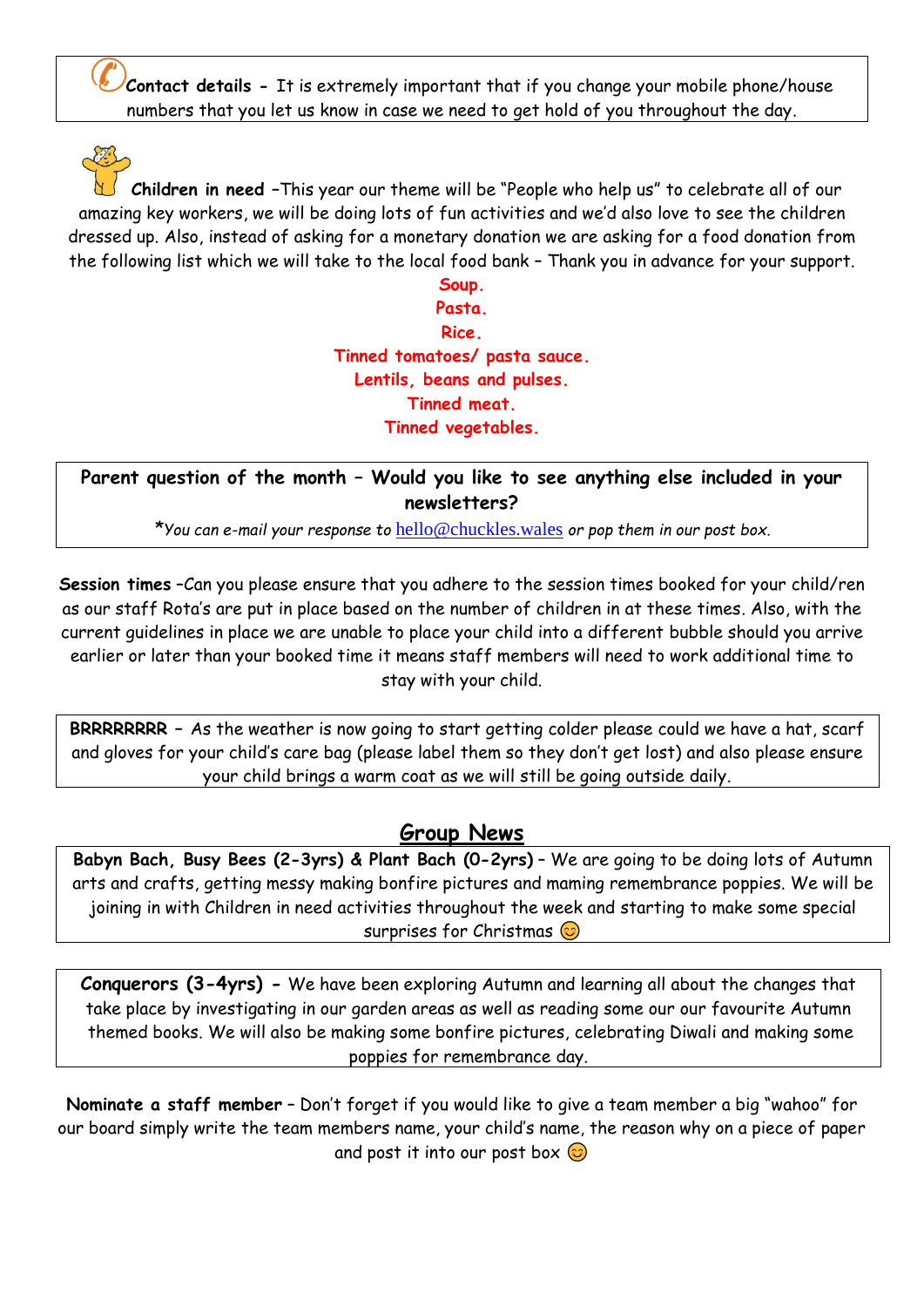**Contact details -** It is extremely important that if you change your mobile phone/house numbers that you let us know in case we need to get hold of you throughout the day.

**Children in need** –This year our theme will be "People who help us" to celebrate all of our amazing key workers, we will be doing lots of fun activities and we'd also love to see the children dressed up. Also, instead of asking for a monetary donation we are asking for a food donation from the following list which we will take to the local food bank – Thank you in advance for your support.

**Soup.**
**Pasta.**
**Rice.**
**Tinned tomatoes/ pasta sauce.**
**Lentils, beans and pulses.**
**Tinned meat.**
**Tinned vegetables.**

**Parent question of the month – Would you like to see anything else included in your newsletters?**

*\*You can e-mail your response to* hello@chuckles.wales *or pop them in our post box.*

**Session times** –Can you please ensure that you adhere to the session times booked for your child/ren as our staff Rota's are put in place based on the number of children in at these times. Also, with the current guidelines in place we are unable to place your child into a different bubble should you arrive earlier or later than your booked time it means staff members will need to work additional time to stay with your child.

**BRRRRRRRR** – As the weather is now going to start getting colder please could we have a hat, scarf and gloves for your child's care bag (please label them so they don't get lost) and also please ensure your child brings a warm coat as we will still be going outside daily.

## Group News

**Babyn Bach, Busy Bees (2-3yrs) & Plant Bach (0-2yrs)** – We are going to be doing lots of Autumn arts and crafts, getting messy making bonfire pictures and maming remembrance poppies. We will be joining in with Children in need activities throughout the week and starting to make some special surprises for Christmas ☺

**Conquerors (3-4yrs) -** We have been exploring Autumn and learning all about the changes that take place by investigating in our garden areas as well as reading some our our favourite Autumn themed books. We will also be making some bonfire pictures, celebrating Diwali and making some poppies for remembrance day.

**Nominate a staff member** – Don't forget if you would like to give a team member a big "wahoo" for our board simply write the team members name, your child's name, the reason why on a piece of paper and post it into our post box ☺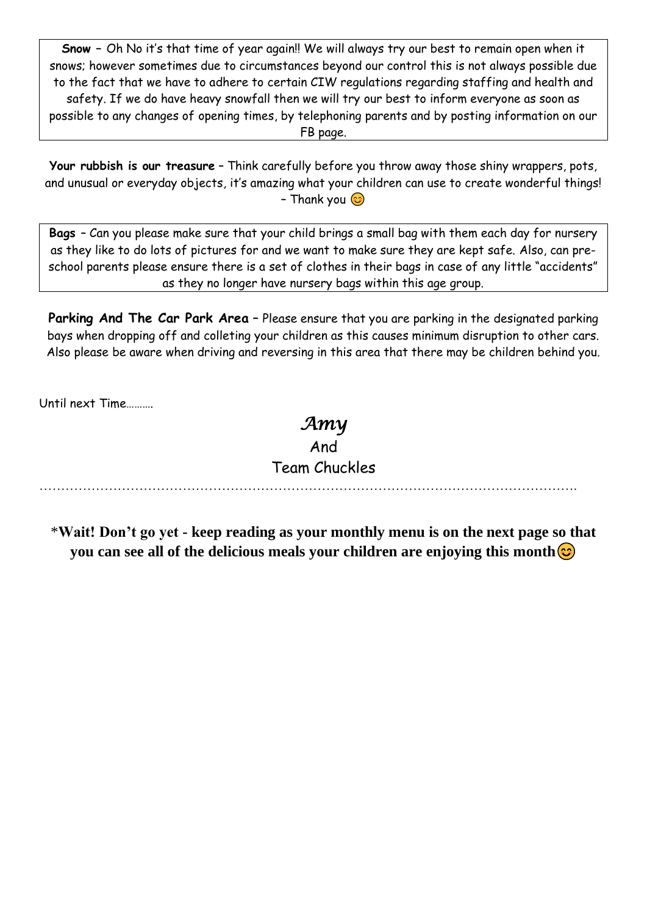**Snow** – Oh No it's that time of year again!! We will always try our best to remain open when it snows; however sometimes due to circumstances beyond our control this is not always possible due to the fact that we have to adhere to certain CIW regulations regarding staffing and health and safety. If we do have heavy snowfall then we will try our best to inform everyone as soon as possible to any changes of opening times, by telephoning parents and by posting information on our FB page.

**Your rubbish is our treasure** – Think carefully before you throw away those shiny wrappers, pots, and unusual or everyday objects, it's amazing what your children can use to create wonderful things! – Thank you 😊

**Bags** – Can you please make sure that your child brings a small bag with them each day for nursery as they like to do lots of pictures for and we want to make sure they are kept safe. Also, can pre-school parents please ensure there is a set of clothes in their bags in case of any little "accidents" as they no longer have nursery bags within this age group.

**Parking And The Car Park Area** – Please ensure that you are parking in the designated parking bays when dropping off and colleting your children as this causes minimum disruption to other cars. Also please be aware when driving and reversing in this area that there may be children behind you.

Until next Time……….

*Amy*

And

Team Chuckles

……………………………………………………………………………………………………………

**\*Wait! Don't go yet - keep reading as your monthly menu is on the next page so that you can see all of the delicious meals your children are enjoying this month**😊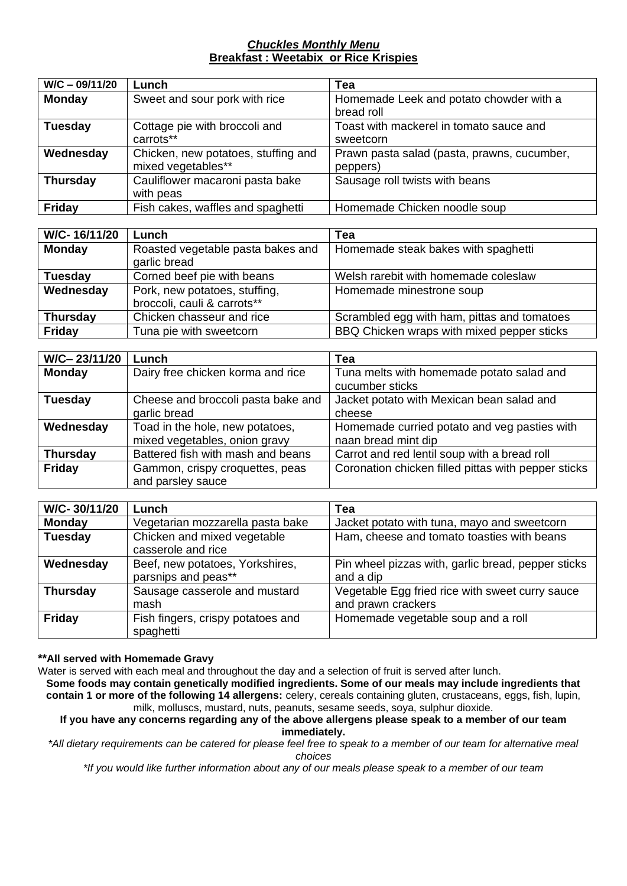***Chuckles Monthly Menu***

**Breakfast : Weetabix or Rice Krispies**

| W/C – 09/11/20 | Lunch | Tea |
|---|---|---|
| **Monday** | Sweet and sour pork with rice | Homemade Leek and potato chowder with a bread roll |
| **Tuesday** | Cottage pie with broccoli and carrots** | Toast with mackerel in tomato sauce and sweetcorn |
| **Wednesday** | Chicken, new potatoes, stuffing and mixed vegetables** | Prawn pasta salad (pasta, prawns, cucumber, peppers) |
| **Thursday** | Cauliflower macaroni pasta bake with peas | Sausage roll twists with beans |
| **Friday** | Fish cakes, waffles and spaghetti | Homemade Chicken noodle soup |

| W/C- 16/11/20 | Lunch | Tea |
|---|---|---|
| **Monday** | Roasted vegetable pasta bakes and garlic bread | Homemade steak bakes with spaghetti |
| **Tuesday** | Corned beef pie with beans | Welsh rarebit with homemade coleslaw |
| **Wednesday** | Pork, new potatoes, stuffing, broccoli, cauli & carrots** | Homemade minestrone soup |
| **Thursday** | Chicken chasseur and rice | Scrambled egg with ham, pittas and tomatoes |
| **Friday** | Tuna pie with sweetcorn | BBQ Chicken wraps with mixed pepper sticks |

| W/C– 23/11/20 | Lunch | Tea |
|---|---|---|
| **Monday** | Dairy free chicken korma and rice | Tuna melts with homemade potato salad and cucumber sticks |
| **Tuesday** | Cheese and broccoli pasta bake and garlic bread | Jacket potato with Mexican bean salad and cheese |
| **Wednesday** | Toad in the hole, new potatoes, mixed vegetables, onion gravy | Homemade curried potato and veg pasties with naan bread mint dip |
| **Thursday** | Battered fish with mash and beans | Carrot and red lentil soup with a bread roll |
| **Friday** | Gammon, crispy croquettes, peas and parsley sauce | Coronation chicken filled pittas with pepper sticks |

| W/C- 30/11/20 | Lunch | Tea |
|---|---|---|
| **Monday** | Vegetarian mozzarella pasta bake | Jacket potato with tuna, mayo and sweetcorn |
| **Tuesday** | Chicken and mixed vegetable casserole and rice | Ham, cheese and tomato toasties with beans |
| **Wednesday** | Beef, new potatoes, Yorkshires, parsnips and peas** | Pin wheel pizzas with, garlic bread, pepper sticks and a dip |
| **Thursday** | Sausage casserole and mustard mash | Vegetable Egg fried rice with sweet curry sauce and prawn crackers |
| **Friday** | Fish fingers, crispy potatoes and spaghetti | Homemade vegetable soup and a roll |

****All served with Homemade Gravy**

Water is served with each meal and throughout the day and a selection of fruit is served after lunch.

**Some foods may contain genetically modified ingredients. Some of our meals may include ingredients that contain 1 or more of the following 14 allergens:** celery, cereals containing gluten, crustaceans, eggs, fish, lupin, milk, molluscs, mustard, nuts, peanuts, sesame seeds, soya, sulphur dioxide.

**If you have any concerns regarding any of the above allergens please speak to a member of our team immediately.**

*\*All dietary requirements can be catered for please feel free to speak to a member of our team for alternative meal choices*

*\*If you would like further information about any of our meals please speak to a member of our team*